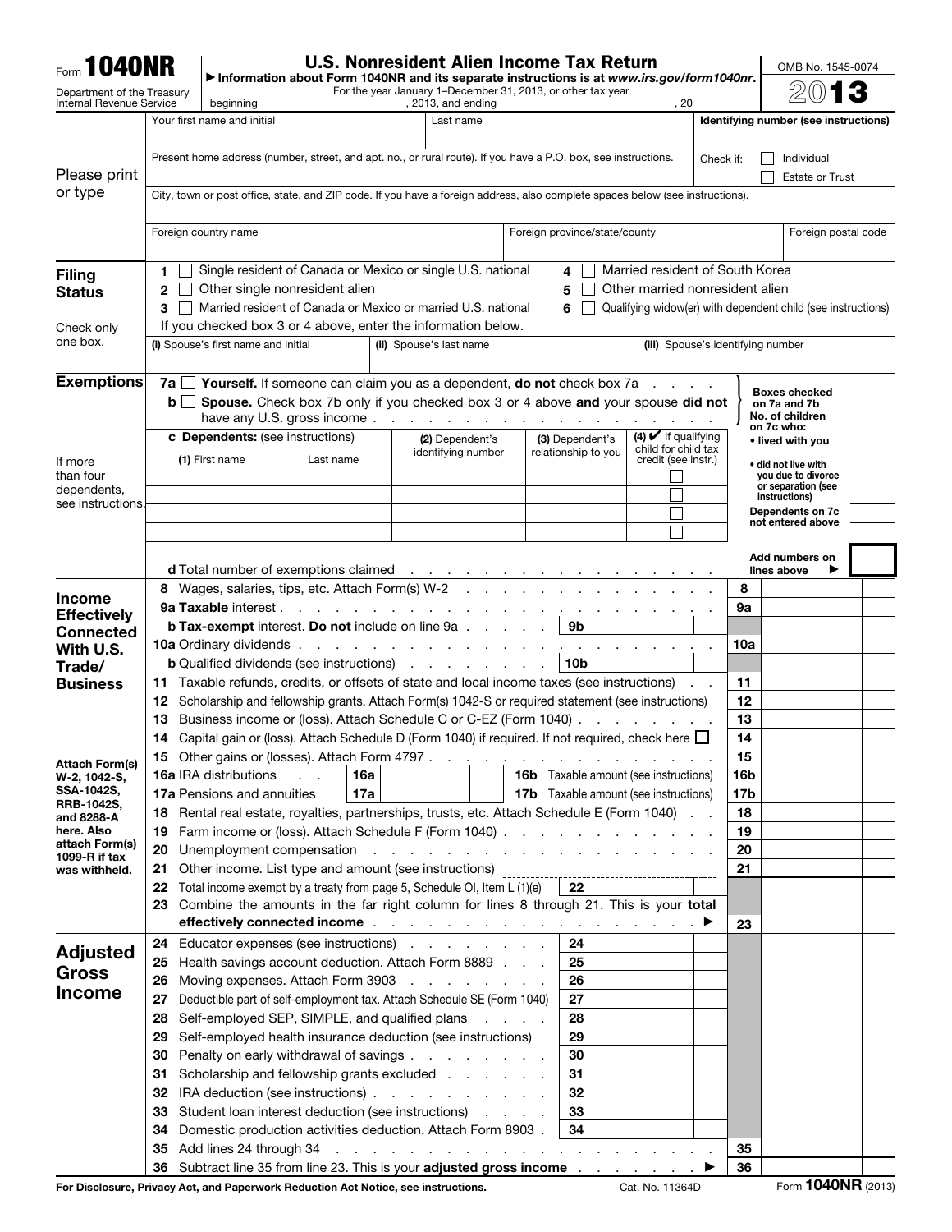Form **1040NR**

Department of the Treasury
Internal Revenue Service

# U.S. Nonresident Alien Income Tax Return

▶ Information about Form 1040NR and its separate instructions is at *www.irs.gov/form1040nr*.

For the year January 1–December 31, 2013, or other tax year beginning , 2013, and ending , 20

OMB No. 1545-0074

**2013**

**Please print or type**

| Your first name and initial | Last name | Identifying number (see instructions) |
|---|---|---|
| Present home address (number, street, and apt. no., or rural route). If you have a P.O. box, see instructions. | Check if: ☐ Individual ☐ Estate or Trust | |
| City, town or post office, state, and ZIP code. If you have a foreign address, also complete spaces below (see instructions). | | |
| Foreign country name | Foreign province/state/county | Foreign postal code |

## Filing Status

Check only one box.

1 ☐ Single resident of Canada or Mexico or single U.S. national
2 ☐ Other single nonresident alien
3 ☐ Married resident of Canada or Mexico or married U.S. national
4 ☐ Married resident of South Korea
5 ☐ Other married nonresident alien
6 ☐ Qualifying widow(er) with dependent child (see instructions)

If you checked box 3 or 4 above, enter the information below.

| (i) Spouse's first name and initial | (ii) Spouse's last name | (iii) Spouse's identifying number |
|---|---|---|
| | | |

## Exemptions

**7a** ☐ **Yourself.** If someone can claim you as a dependent, **do not** check box 7a

**b** ☐ **Spouse.** Check box 7b only if you checked box 3 or 4 above **and** your spouse **did not** have any U.S. gross income

Boxes checked on 7a and 7b ______

No. of children on 7c who:
• **lived with you** ______
• **did not live with you due to divorce or separation (see instructions)** ______

Dependents on 7c not entered above ______

**c Dependents:** (see instructions)

If more than four dependents, see instructions.

| (1) First name / Last name | (2) Dependent's identifying number | (3) Dependent's relationship to you | (4) ✔ if qualifying child for child tax credit (see instr.) |
|---|---|---|---|
| | | | ☐ |
| | | | ☐ |
| | | | ☐ |
| | | | ☐ |

**d** Total number of exemptions claimed

Add numbers on lines above ▶ ______

## Income Effectively Connected With U.S. Trade/Business

Attach Form(s) W-2, 1042-S, SSA-1042S, RRB-1042S, and 8288-A here. Also attach Form(s) 1099-R if tax was withheld.

| Line | Description | | |
|---|---|---|---|
| 8 | Wages, salaries, tips, etc. Attach Form(s) W-2 | 8 | |
| 9a | **Taxable** interest | 9a | |
| 9b | **Tax-exempt** interest. **Do not** include on line 9a — 9b | | |
| 10a | Ordinary dividends | 10a | |
| 10b | Qualified dividends (see instructions) — 10b | | |
| 11 | Taxable refunds, credits, or offsets of state and local income taxes (see instructions) | 11 | |
| 12 | Scholarship and fellowship grants. Attach Form(s) 1042-S or required statement (see instructions) | 12 | |
| 13 | Business income or (loss). Attach Schedule C or C-EZ (Form 1040) | 13 | |
| 14 | Capital gain or (loss). Attach Schedule D (Form 1040) if required. If not required, check here ☐ | 14 | |
| 15 | Other gains or (losses). Attach Form 4797 | 15 | |
| 16a | IRA distributions — 16a ____ 16b Taxable amount (see instructions) | 16b | |
| 17a | Pensions and annuities — 17a ____ 17b Taxable amount (see instructions) | 17b | |
| 18 | Rental real estate, royalties, partnerships, trusts, etc. Attach Schedule E (Form 1040) | 18 | |
| 19 | Farm income or (loss). Attach Schedule F (Form 1040) | 19 | |
| 20 | Unemployment compensation | 20 | |
| 21 | Other income. List type and amount (see instructions) | 21 | |
| 22 | Total income exempt by a treaty from page 5, Schedule OI, Item L (1)(e) — 22 | | |
| 23 | Combine the amounts in the far right column for lines 8 through 21. This is your **total effectively connected income** ▶ | 23 | |

## Adjusted Gross Income

| Line | Description | | |
|---|---|---|---|
| 24 | Educator expenses (see instructions) — 24 | | |
| 25 | Health savings account deduction. Attach Form 8889 — 25 | | |
| 26 | Moving expenses. Attach Form 3903 — 26 | | |
| 27 | Deductible part of self-employment tax. Attach Schedule SE (Form 1040) — 27 | | |
| 28 | Self-employed SEP, SIMPLE, and qualified plans — 28 | | |
| 29 | Self-employed health insurance deduction (see instructions) — 29 | | |
| 30 | Penalty on early withdrawal of savings — 30 | | |
| 31 | Scholarship and fellowship grants excluded — 31 | | |
| 32 | IRA deduction (see instructions) — 32 | | |
| 33 | Student loan interest deduction (see instructions) — 33 | | |
| 34 | Domestic production activities deduction. Attach Form 8903 — 34 | | |
| 35 | Add lines 24 through 34 | 35 | |
| 36 | Subtract line 35 from line 23. This is your **adjusted gross income** ▶ | 36 | |

**For Disclosure, Privacy Act, and Paperwork Reduction Act Notice, see instructions.** Cat. No. 11364D Form **1040NR** (2013)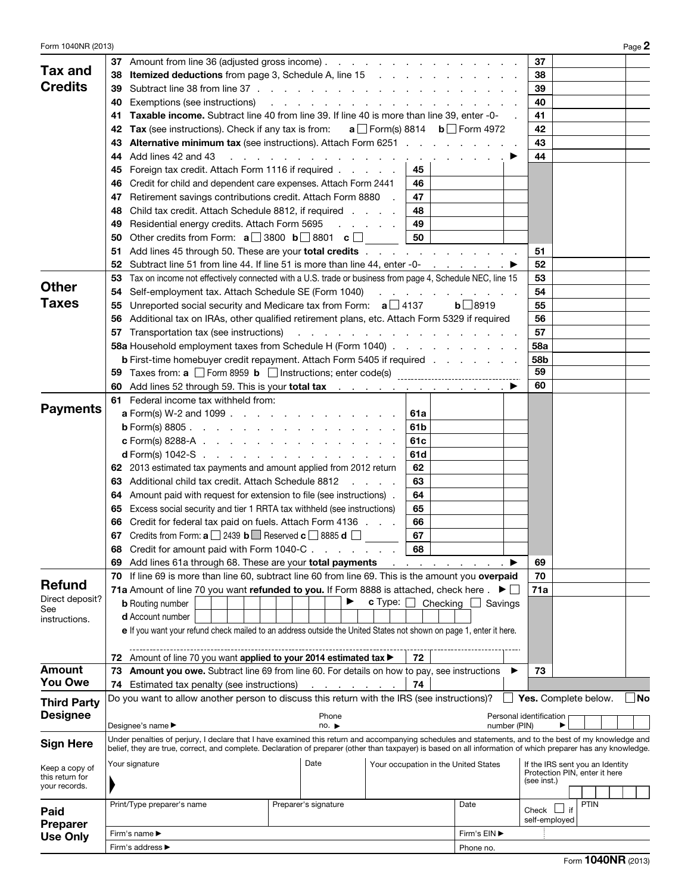Form 1040NR (2013) Page **2**

## Tax and Credits

| | | | | | |
|---|---|---|---|---|---|
| **37** | Amount from line 36 (adjusted gross income) | | | 37 | |
| **38** | **Itemized deductions** from page 3, Schedule A, line 15 | | | 38 | |
| **39** | Subtract line 38 from line 37 | | | 39 | |
| **40** | Exemptions (see instructions) | | | 40 | |
| **41** | **Taxable income.** Subtract line 40 from line 39. If line 40 is more than line 39, enter -0- | | | 41 | |
| **42** | **Tax** (see instructions). Check if any tax is from: **a** ☐ Form(s) 8814 **b** ☐ Form 4972 | | | 42 | |
| **43** | **Alternative minimum tax** (see instructions). Attach Form 6251 | | | 43 | |
| **44** | Add lines 42 and 43 ▶ | | | 44 | |
| **45** | Foreign tax credit. Attach Form 1116 if required | 45 | | | |
| **46** | Credit for child and dependent care expenses. Attach Form 2441 | 46 | | | |
| **47** | Retirement savings contributions credit. Attach Form 8880 | 47 | | | |
| **48** | Child tax credit. Attach Schedule 8812, if required | 48 | | | |
| **49** | Residential energy credits. Attach Form 5695 | 49 | | | |
| **50** | Other credits from Form: **a** ☐ 3800 **b** ☐ 8801 **c** ☐ | 50 | | | |
| **51** | Add lines 45 through 50. These are your **total credits** | | | 51 | |
| **52** | Subtract line 51 from line 44. If line 51 is more than line 44, enter -0- ▶ | | | 52 | |

## Other Taxes

| | | | |
|---|---|---|---|
| **53** | Tax on income not effectively connected with a U.S. trade or business from page 4, Schedule NEC, line 15 | 53 | |
| **54** | Self-employment tax. Attach Schedule SE (Form 1040) | 54 | |
| **55** | Unreported social security and Medicare tax from Form: **a** ☐ 4137 **b** ☐ 8919 | 55 | |
| **56** | Additional tax on IRAs, other qualified retirement plans, etc. Attach Form 5329 if required | 56 | |
| **57** | Transportation tax (see instructions) | 57 | |
| **58a** | Household employment taxes from Schedule H (Form 1040) | 58a | |
| **b** | First-time homebuyer credit repayment. Attach Form 5405 if required | 58b | |
| **59** | Taxes from: **a** ☐ Form 8959 **b** ☐ Instructions; enter code(s) | 59 | |
| **60** | Add lines 52 through 59. This is your **total tax** ▶ | 60 | |

## Payments

| | | | | | |
|---|---|---|---|---|---|
| **61** | Federal income tax withheld from: | | | | |
| | **a** Form(s) W-2 and 1099 | 61a | | | |
| | **b** Form(s) 8805 | 61b | | | |
| | **c** Form(s) 8288-A | 61c | | | |
| | **d** Form(s) 1042-S | 61d | | | |
| **62** | 2013 estimated tax payments and amount applied from 2012 return | 62 | | | |
| **63** | Additional child tax credit. Attach Schedule 8812 | 63 | | | |
| **64** | Amount paid with request for extension to file (see instructions) | 64 | | | |
| **65** | Excess social security and tier 1 RRTA tax withheld (see instructions) | 65 | | | |
| **66** | Credit for federal tax paid on fuels. Attach Form 4136 | 66 | | | |
| **67** | Credits from Form: **a** ☐ 2439 **b** ■ Reserved **c** ☐ 8885 **d** ☐ | 67 | | | |
| **68** | Credit for amount paid with Form 1040-C | 68 | | | |
| **69** | Add lines 61a through 68. These are your **total payments** ▶ | | | 69 | |

## Refund

Direct deposit? See instructions.

| | | | | | |
|---|---|---|---|---|---|
| **70** | If line 69 is more than line 60, subtract line 60 from line 69. This is the amount you **overpaid** | | | 70 | |
| **71a** | Amount of line 70 you want **refunded to you.** If Form 8888 is attached, check here ▶ ☐ | | | 71a | |
| **b** | Routing number ▶ **c** Type: ☐ Checking ☐ Savings | | | | |
| **d** | Account number | | | | |
| **e** | If you want your refund check mailed to an address outside the United States not shown on page 1, enter it here. | | | | |
| **72** | Amount of line 70 you want **applied to your 2014 estimated tax** ▶ | 72 | | | |

## Amount You Owe

| | | | | | |
|---|---|---|---|---|---|
| **73** | **Amount you owe.** Subtract line 69 from line 60. For details on how to pay, see instructions ▶ | | | 73 | |
| **74** | Estimated tax penalty (see instructions) | 74 | | | |

## Third Party Designee

Do you want to allow another person to discuss this return with the IRS (see instructions)? ☐ **Yes.** Complete below. ☐ **No**

Designee's name ▶ Phone no. ▶ Personal identification number (PIN) ▶

## Sign Here

Keep a copy of this return for your records.

Under penalties of perjury, I declare that I have examined this return and accompanying schedules and statements, and to the best of my knowledge and belief, they are true, correct, and complete. Declaration of preparer (other than taxpayer) is based on all information of which preparer has any knowledge.

| Your signature | Date | Your occupation in the United States | If the IRS sent you an Identity Protection PIN, enter it here (see inst.) |
|---|---|---|---|
| | | | |

## Paid Preparer Use Only

| Print/Type preparer's name | Preparer's signature | Date | Check ☐ if self-employed | PTIN |
|---|---|---|---|---|
| Firm's name ▶ | | Firm's EIN ▶ | | |
| Firm's address ▶ | | Phone no. | | |

Form **1040NR** (2013)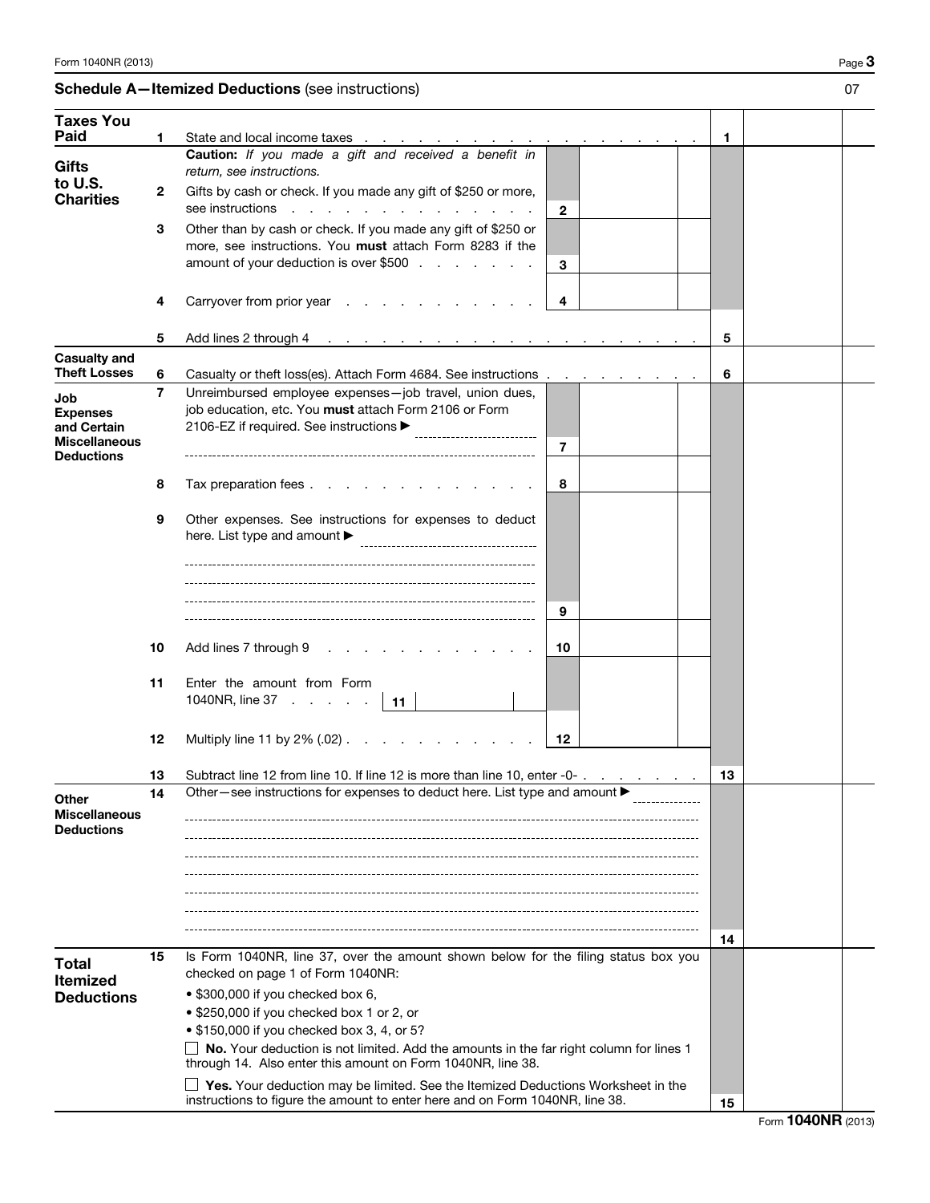## Schedule A—Itemized Deductions (see instructions)

07

| Section | Line | Description | Box | Amount | Line | Amount |
|---|---|---|---|---|---|---|
| **Taxes You Paid** | 1 | State and local income taxes | | | 1 | |
| **Gifts to U.S. Charities** | | **Caution:** *If you made a gift and received a benefit in return, see instructions.* | | | | |
| | 2 | Gifts by cash or check. If you made any gift of $250 or more, see instructions | 2 | | | |
| | 3 | Other than by cash or check. If you made any gift of $250 or more, see instructions. You **must** attach Form 8283 if the amount of your deduction is over $500 | 3 | | | |
| | 4 | Carryover from prior year | 4 | | | |
| | 5 | Add lines 2 through 4 | | | 5 | |
| **Casualty and Theft Losses** | 6 | Casualty or theft loss(es). Attach Form 4684. See instructions | | | 6 | |
| **Job Expenses and Certain Miscellaneous Deductions** | 7 | Unreimbursed employee expenses—job travel, union dues, job education, etc. You **must** attach Form 2106 or Form 2106-EZ if required. See instructions ▶ | 7 | | | |
| | 8 | Tax preparation fees | 8 | | | |
| | 9 | Other expenses. See instructions for expenses to deduct here. List type and amount ▶ | 9 | | | |
| | 10 | Add lines 7 through 9 | 10 | | | |
| | 11 | Enter the amount from Form 1040NR, line 37 [11] | | | | |
| | 12 | Multiply line 11 by 2% (.02) | 12 | | | |
| | 13 | Subtract line 12 from line 10. If line 12 is more than line 10, enter -0- | | | 13 | |
| **Other Miscellaneous Deductions** | 14 | Other—see instructions for expenses to deduct here. List type and amount ▶ | | | 14 | |
| **Total Itemized Deductions** | 15 | Is Form 1040NR, line 37, over the amount shown below for the filing status box you checked on page 1 of Form 1040NR:<br>• $300,000 if you checked box 6,<br>• $250,000 if you checked box 1 or 2, or<br>• $150,000 if you checked box 3, 4, or 5?<br>☐ **No.** Your deduction is not limited. Add the amounts in the far right column for lines 1 through 14. Also enter this amount on Form 1040NR, line 38.<br>☐ **Yes.** Your deduction may be limited. See the Itemized Deductions Worksheet in the instructions to figure the amount to enter here and on Form 1040NR, line 38. | | | 15 | |

Form **1040NR** (2013)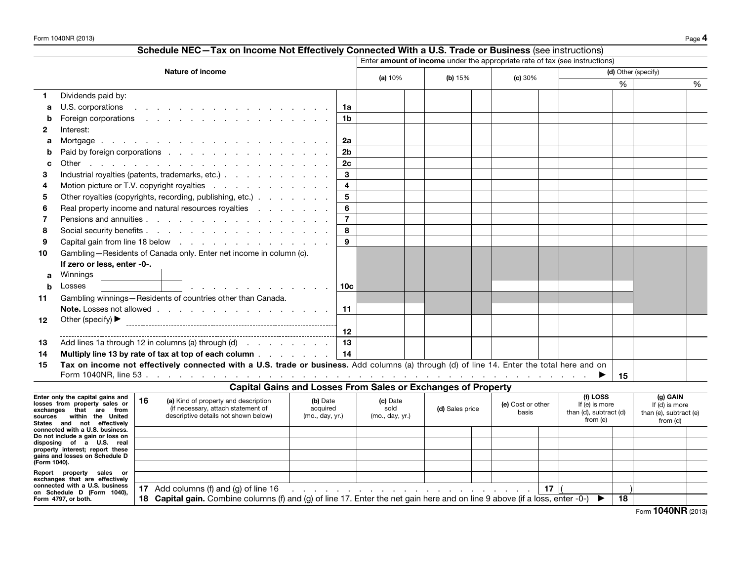## Schedule NEC—Tax on Income Not Effectively Connected With a U.S. Trade or Business (see instructions)

| | Nature of income | | Enter **amount of income** under the appropriate rate of tax (see instructions) | | | | |
|---|---|---|---|---|---|---|---|
| | | | **(a)** 10% | **(b)** 15% | **(c)** 30% | **(d)** Other (specify) % | % |
| **1** | Dividends paid by: | | | | | | |
| **a** | U.S. corporations | **1a** | | | | | |
| **b** | Foreign corporations | **1b** | | | | | |
| **2** | Interest: | | | | | | |
| **a** | Mortgage | **2a** | | | | | |
| **b** | Paid by foreign corporations | **2b** | | | | | |
| **c** | Other | **2c** | | | | | |
| **3** | Industrial royalties (patents, trademarks, etc.) | **3** | | | | | |
| **4** | Motion picture or T.V. copyright royalties | **4** | | | | | |
| **5** | Other royalties (copyrights, recording, publishing, etc.) | **5** | | | | | |
| **6** | Real property income and natural resources royalties | **6** | | | | | |
| **7** | Pensions and annuities | **7** | | | | | |
| **8** | Social security benefits | **8** | | | | | |
| **9** | Capital gain from line 18 below | **9** | | | | | |
| **10** | Gambling—Residents of Canada only. Enter net income in column (c). **If zero or less, enter -0-.** | | | | | | |
| **a** | Winnings | | | | | | |
| **b** | Losses | **10c** | | | | | |
| **11** | Gambling winnings—Residents of countries other than Canada. **Note.** Losses not allowed | **11** | | | | | |
| **12** | Other (specify) ▶ | **12** | | | | | |
| **13** | Add lines 1a through 12 in columns (a) through (d) | **13** | | | | | |
| **14** | **Multiply line 13 by rate of tax at top of each column** | **14** | | | | | |
| **15** | **Tax on income not effectively connected with a U.S. trade or business.** Add columns (a) through (d) of line 14. Enter the total here and on Form 1040NR, line 53 ▶ | **15** | | | | | |

## Capital Gains and Losses From Sales or Exchanges of Property

Enter only the capital gains and losses from property sales or exchanges that are from sources within the United States and not effectively connected with a U.S. business. Do not include a gain or loss on disposing of a U.S. real property interest; report these gains and losses on Schedule D (Form 1040).

Report property sales or exchanges that are effectively connected with a U.S. business on Schedule D (Form 1040), Form 4797, or both.

| **16** (a) Kind of property and description (if necessary, attach statement of descriptive details not shown below) | (b) Date acquired (mo., day, yr.) | (c) Date sold (mo., day, yr.) | (d) Sales price | (e) Cost or other basis | (f) LOSS If (e) is more than (d), subtract (d) from (e) | (g) GAIN If (d) is more than (e), subtract (e) from (d) |
|---|---|---|---|---|---|---|
| | | | | | | |
| | | | | | | |
| | | | | | | |
| | | | | | | |
| | | | | | | |
| **17** Add columns (f) and (g) of line 16 | | | | **17** | ( ) | |
| **18 Capital gain.** Combine columns (f) and (g) of line 17. Enter the net gain here and on line 9 above (if a loss, enter -0-) ▶ | | | | | **18** | |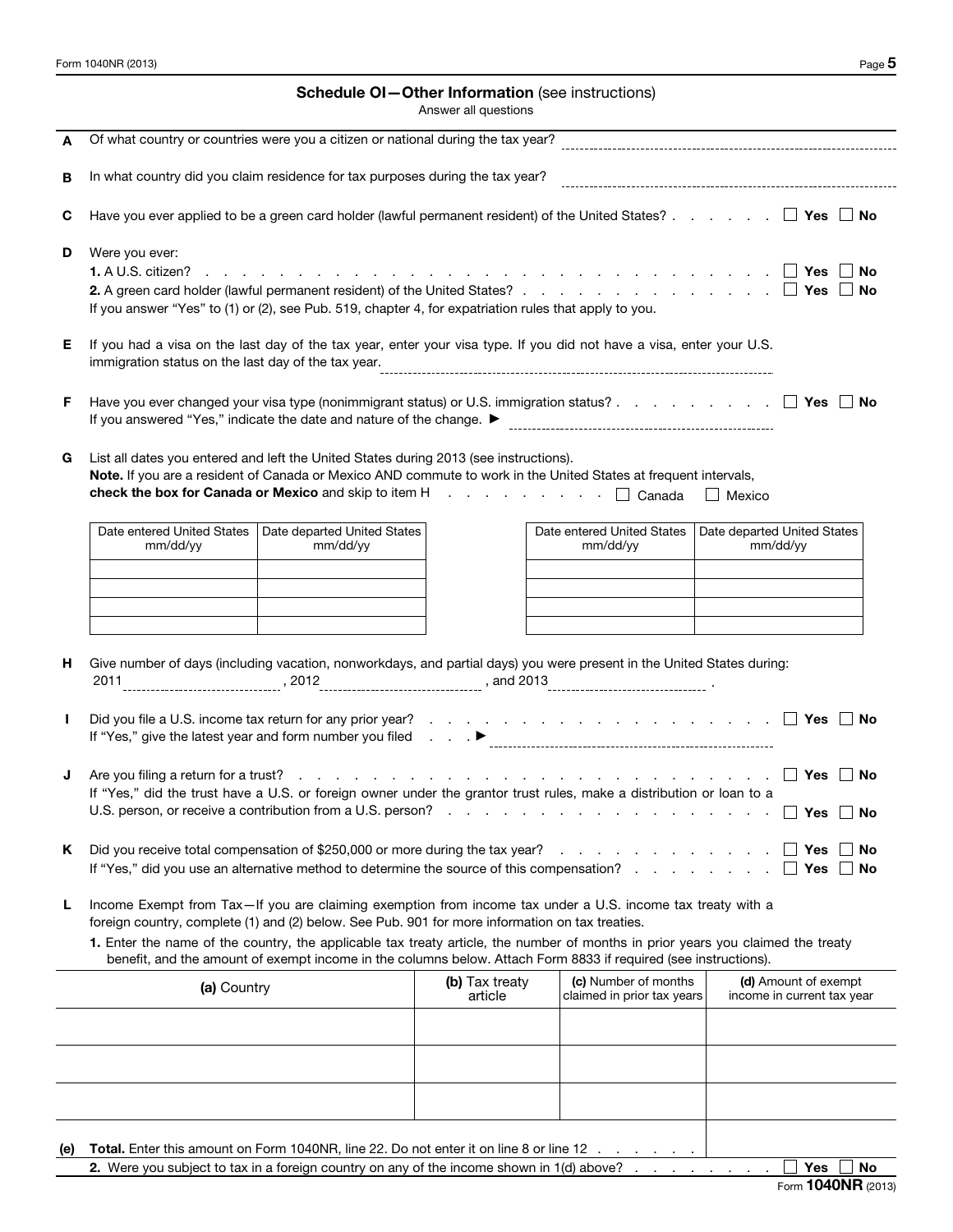## Schedule OI—Other Information (see instructions)

Answer all questions

**A** Of what country or countries were you a citizen or national during the tax year? ______________________

**B** In what country did you claim residence for tax purposes during the tax year? ______________________

**C** Have you ever applied to be a green card holder (lawful permanent resident) of the United States? . . . . . . . ☐ **Yes** ☐ **No**

**D** Were you ever:

**1.** A U.S. citizen? . . . . . . . . . . . . . . . . . . . . . . . . . . . . . . . . ☐ **Yes** ☐ **No**

**2.** A green card holder (lawful permanent resident) of the United States? . . . . . . . . . . . . . . . . ☐ **Yes** ☐ **No**

If you answer "Yes" to (1) or (2), see Pub. 519, chapter 4, for expatriation rules that apply to you.

**E** If you had a visa on the last day of the tax year, enter your visa type. If you did not have a visa, enter your U.S. immigration status on the last day of the tax year. ______________________

**F** Have you ever changed your visa type (nonimmigrant status) or U.S. immigration status? . . . . . . . . . . ☐ **Yes** ☐ **No**

If you answered "Yes," indicate the date and nature of the change. ► ______________________

**G** List all dates you entered and left the United States during 2013 (see instructions).

**Note.** If you are a resident of Canada or Mexico AND commute to work in the United States at frequent intervals, **check the box for Canada or Mexico** and skip to item H . . . . . . . . . . ☐ Canada ☐ Mexico

| Date entered United States mm/dd/yy | Date departed United States mm/dd/yy | Date entered United States mm/dd/yy | Date departed United States mm/dd/yy |
|---|---|---|---|
| | | | |
| | | | |
| | | | |
| | | | |

**H** Give number of days (including vacation, nonworkdays, and partial days) you were present in the United States during: 2011 ____________ , 2012 ____________ , and 2013 ____________ .

**I** Did you file a U.S. income tax return for any prior year? . . . . . . . . . . . . . . . . . . . . ☐ **Yes** ☐ **No**

If "Yes," give the latest year and form number you filed . . . ► ______________________

**J** Are you filing a return for a trust? . . . . . . . . . . . . . . . . . . . . . . . . . . . . ☐ **Yes** ☐ **No**

If "Yes," did the trust have a U.S. or foreign owner under the grantor trust rules, make a distribution or loan to a U.S. person, or receive a contribution from a U.S. person? . . . . . . . . . . . . . . . . . . . ☐ **Yes** ☐ **No**

**K** Did you receive total compensation of $250,000 or more during the tax year? . . . . . . . . . . . . . ☐ **Yes** ☐ **No**

If "Yes," did you use an alternative method to determine the source of this compensation? . . . . . . . . . ☐ **Yes** ☐ **No**

**L** Income Exempt from Tax—If you are claiming exemption from income tax under a U.S. income tax treaty with a foreign country, complete (1) and (2) below. See Pub. 901 for more information on tax treaties.

**1.** Enter the name of the country, the applicable tax treaty article, the number of months in prior years you claimed the treaty benefit, and the amount of exempt income in the columns below. Attach Form 8833 if required (see instructions).

| **(a)** Country | **(b)** Tax treaty article | **(c)** Number of months claimed in prior tax years | **(d)** Amount of exempt income in current tax year |
|---|---|---|---|
| | | | |
| | | | |
| | | | |
| **(e) Total.** Enter this amount on Form 1040NR, line 22. Do not enter it on line 8 or line 12 . . . . . . . | | | |

**2.** Were you subject to tax in a foreign country on any of the income shown in 1(d) above? . . . . . . . . . ☐ **Yes** ☐ **No**

Form **1040NR** (2013)